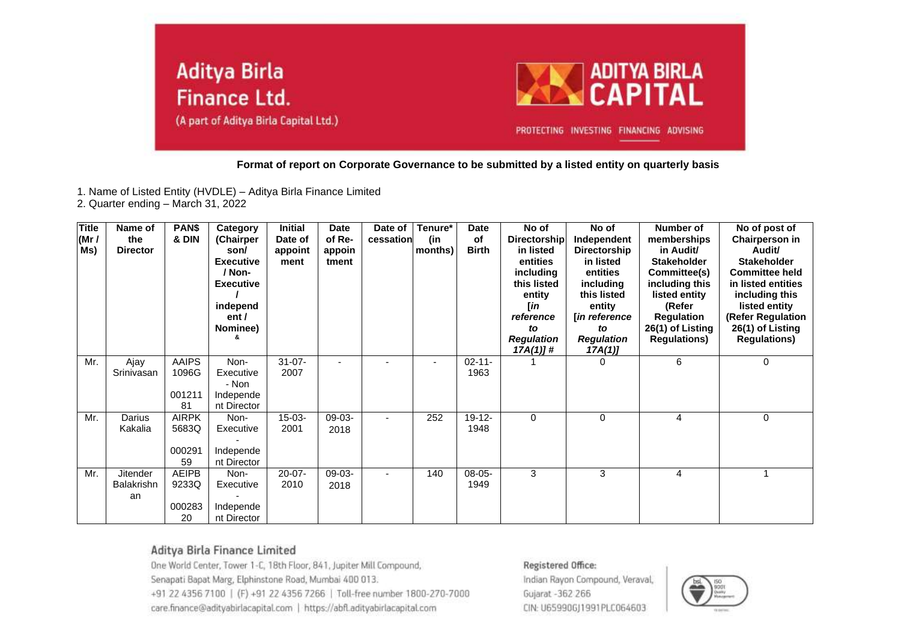Aditya Birla Finance Ltd.

(A part of Aditya Birla Capital Ltd.)

ADITYA BIRLA CAPITAL

PROTECTING INVESTING FINANCING ADVISING

**Format of report on Corporate Governance to be submitted by a listed entity on quarterly basis**

1. Name of Listed Entity (HVDLE) – Aditya Birla Finance Limited
2. Quarter ending – March 31, 2022

| Title (Mr / Ms) | Name of the Director | PAN$ & DIN | Category (Chairperson/ Executive / Non-Executive / independent / Nominee) & | Initial Date of appointment | Date of Re-appointment | Date of cessation | Tenure* (in months) | Date of Birth | No of Directorship in listed entities including this listed entity [*in reference to Regulation 17A(1)*] # | No of Independent Directorship in listed entities including this listed entity [*in reference to Regulation 17A(1)*] | Number of memberships in Audit/ Stakeholder Committee(s) including this listed entity (Refer Regulation 26(1) of Listing Regulations) | No of post of Chairperson in Audit/ Stakeholder Committee held in listed entities including this listed entity (Refer Regulation 26(1) of Listing Regulations) |
|---|---|---|---|---|---|---|---|---|---|---|---|---|
| Mr. | Ajay Srinivasan | AAIPS1096G 00121181 | Non-Executive - Non Independent Director | 31-07-2007 | - | - | - | 02-11-1963 | 1 | 0 | 6 | 0 |
| Mr. | Darius Kakalia | AIRPK5683Q 00029159 | Non-Executive - Independent Director | 15-03-2001 | 09-03-2018 | - | 252 | 19-12-1948 | 0 | 0 | 4 | 0 |
| Mr. | Jitender Balakrishnan | AEIPB9233Q 00028320 | Non-Executive - Independent Director | 20-07-2010 | 09-03-2018 | - | 140 | 08-05-1949 | 3 | 3 | 4 | 1 |

**Aditya Birla Finance Limited**

One World Center, Tower 1-C, 18th Floor, 841, Jupiter Mill Compound, Senapati Bapat Marg, Elphinstone Road, Mumbai 400 013.
+91 22 4356 7100 | (F) +91 22 4356 7266 | Toll-free number 1800-270-7000
care.finance@adityabirlacapital.com | https://abfl.adityabirlacapital.com

Registered Office:
Indian Rayon Compound, Veraval, Gujarat -362 266
CIN: U65990GJ1991PLC064603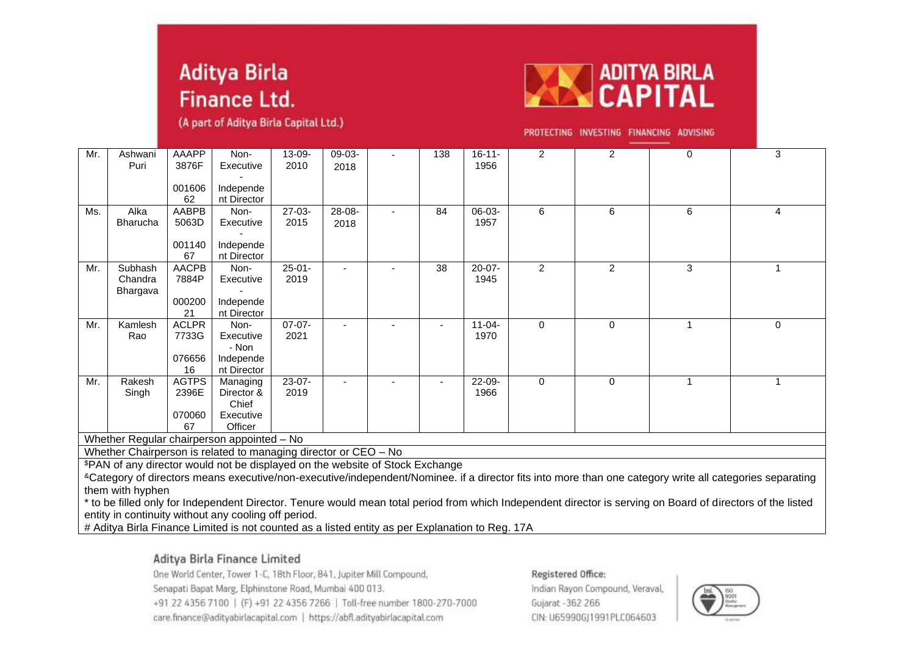| | | | | | | | | | | | | |
|---|---|---|---|---|---|---|---|---|---|---|---|---|
| Mr. | Ashwani Puri | AAAPP3876F - 00160662 | Non-Executive - Independent Director | 13-09-2010 | 09-03-2018 | - | 138 | 16-11-1956 | 2 | 2 | 0 | 3 |
| Ms. | Alka Bharucha | AABPB5063D - 00114067 | Non-Executive - Independent Director | 27-03-2015 | 28-08-2018 | - | 84 | 06-03-1957 | 6 | 6 | 6 | 4 |
| Mr. | Subhash Chandra Bhargava | AACPB7884P - 00020021 | Non-Executive - Independent Director | 25-01-2019 | - | - | 38 | 20-07-1945 | 2 | 2 | 3 | 1 |
| Mr. | Kamlesh Rao | ACLPR7733G - 07665616 | Non-Executive - Non Independent Director | 07-07-2021 | - | - | - | 11-04-1970 | 0 | 0 | 1 | 0 |
| Mr. | Rakesh Singh | AGTPS2396E - 07006067 | Managing Director & Chief Executive Officer | 23-07-2019 | - | - | - | 22-09-1966 | 0 | 0 | 1 | 1 |

Whether Regular chairperson appointed – No

Whether Chairperson is related to managing director or CEO – No

$PAN of any director would not be displayed on the website of Stock Exchange

&Category of directors means executive/non-executive/independent/Nominee. if a director fits into more than one category write all categories separating them with hyphen

* to be filled only for Independent Director. Tenure would mean total period from which Independent director is serving on Board of directors of the listed entity in continuity without any cooling off period.

# Aditya Birla Finance Limited is not counted as a listed entity as per Explanation to Reg. 17A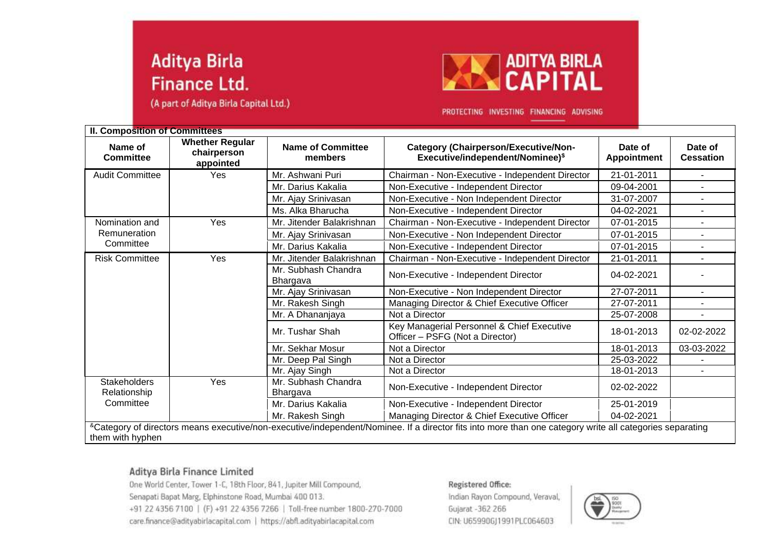# Aditya Birla Finance Ltd.

(A part of Aditya Birla Capital Ltd.)

ADITYA BIRLA CAPITAL

PROTECTING INVESTING FINANCING ADVISING

## II. Composition of Committees

| Name of Committee | Whether Regular chairperson appointed | Name of Committee members | Category (Chairperson/Executive/Non-Executive/independent/Nominee)$ | Date of Appointment | Date of Cessation |
|---|---|---|---|---|---|
| Audit Committee | Yes | Mr. Ashwani Puri | Chairman - Non-Executive - Independent Director | 21-01-2011 | - |
| | | Mr. Darius Kakalia | Non-Executive - Independent Director | 09-04-2001 | - |
| | | Mr. Ajay Srinivasan | Non-Executive - Non Independent Director | 31-07-2007 | - |
| | | Ms. Alka Bharucha | Non-Executive - Independent Director | 04-02-2021 | - |
| Nomination and Remuneration Committee | Yes | Mr. Jitender Balakrishnan | Chairman - Non-Executive - Independent Director | 07-01-2015 | - |
| | | Mr. Ajay Srinivasan | Non-Executive - Non Independent Director | 07-01-2015 | - |
| | | Mr. Darius Kakalia | Non-Executive - Independent Director | 07-01-2015 | - |
| Risk Committee | Yes | Mr. Jitender Balakrishnan | Chairman - Non-Executive - Independent Director | 21-01-2011 | - |
| | | Mr. Subhash Chandra Bhargava | Non-Executive - Independent Director | 04-02-2021 | - |
| | | Mr. Ajay Srinivasan | Non-Executive - Non Independent Director | 27-07-2011 | - |
| | | Mr. Rakesh Singh | Managing Director & Chief Executive Officer | 27-07-2011 | - |
| | | Mr. A Dhananjaya | Not a Director | 25-07-2008 | - |
| | | Mr. Tushar Shah | Key Managerial Personnel & Chief Executive Officer – PSFG (Not a Director) | 18-01-2013 | 02-02-2022 |
| | | Mr. Sekhar Mosur | Not a Director | 18-01-2013 | 03-03-2022 |
| | | Mr. Deep Pal Singh | Not a Director | 25-03-2022 | - |
| | | Mr. Ajay Singh | Not a Director | 18-01-2013 | - |
| Stakeholders Relationship Committee | Yes | Mr. Subhash Chandra Bhargava | Non-Executive - Independent Director | 02-02-2022 | |
| | | Mr. Darius Kakalia | Non-Executive - Independent Director | 25-01-2019 | |
| | | Mr. Rakesh Singh | Managing Director & Chief Executive Officer | 04-02-2021 | |

&Category of directors means executive/non-executive/independent/Nominee. If a director fits into more than one category write all categories separating them with hyphen

**Aditya Birla Finance Limited**

One World Center, Tower 1-C, 18th Floor, 841, Jupiter Mill Compound,
Senapati Bapat Marg, Elphinstone Road, Mumbai 400 013.
+91 22 4356 7100 | (F) +91 22 4356 7266 | Toll-free number 1800-270-7000
care.finance@adityabirlacapital.com | https://abfl.adityabirlacapital.com

**Registered Office:**
Indian Rayon Compound, Veraval,
Gujarat -362 266
CIN: U65990GJ1991PLC064603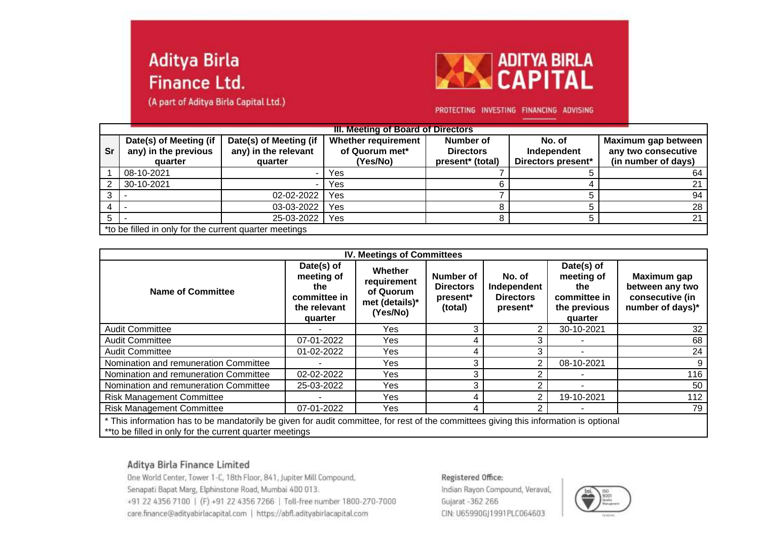# Aditya Birla Finance Ltd.

(A part of Aditya Birla Capital Ltd.)

ADITYA BIRLA CAPITAL

PROTECTING INVESTING FINANCING ADVISING

| III. Meeting of Board of Directors | | | | | | |
|---|---|---|---|---|---|---|
| Sr | Date(s) of Meeting (if any) in the previous quarter | Date(s) of Meeting (if any) in the relevant quarter | Whether requirement of Quorum met* (Yes/No) | Number of Directors present* (total) | No. of Independent Directors present* | Maximum gap between any two consecutive (in number of days) |
| 1 | 08-10-2021 | - | Yes | 7 | 5 | 64 |
| 2 | 30-10-2021 | - | Yes | 6 | 4 | 21 |
| 3 | - | 02-02-2022 | Yes | 7 | 5 | 94 |
| 4 | - | 03-03-2022 | Yes | 8 | 5 | 28 |
| 5 | - | 25-03-2022 | Yes | 8 | 5 | 21 |

*to be filled in only for the current quarter meetings

| IV. Meetings of Committees | | | | | | |
|---|---|---|---|---|---|---|
| Name of Committee | Date(s) of meeting of the committee in the relevant quarter | Whether requirement of Quorum met (details)* (Yes/No) | Number of Directors present* (total) | No. of Independent Directors present* | Date(s) of meeting of the committee in the previous quarter | Maximum gap between any two consecutive (in number of days)* |
| Audit Committee | - | Yes | 3 | 2 | 30-10-2021 | 32 |
| Audit Committee | 07-01-2022 | Yes | 4 | 3 | - | 68 |
| Audit Committee | 01-02-2022 | Yes | 4 | 3 | - | 24 |
| Nomination and remuneration Committee | - | Yes | 3 | 2 | 08-10-2021 | 9 |
| Nomination and remuneration Committee | 02-02-2022 | Yes | 3 | 2 | - | 116 |
| Nomination and remuneration Committee | 25-03-2022 | Yes | 3 | 2 | - | 50 |
| Risk Management Committee | - | Yes | 4 | 2 | 19-10-2021 | 112 |
| Risk Management Committee | 07-01-2022 | Yes | 4 | 2 | - | 79 |

* This information has to be mandatorily be given for audit committee, for rest of the committees giving this information is optional

**to be filled in only for the current quarter meetings

**Aditya Birla Finance Limited**

One World Center, Tower 1-C, 18th Floor, 841, Jupiter Mill Compound, Senapati Bapat Marg, Elphinstone Road, Mumbai 400 013.
+91 22 4356 7100 | (F) +91 22 4356 7266 | Toll-free number 1800-270-7000
care.finance@adityabirlacapital.com | https://abfl.adityabirlacapital.com

**Registered Office:**

Indian Rayon Compound, Veraval, Gujarat -362 266
CIN: U65990GJ1991PLC064603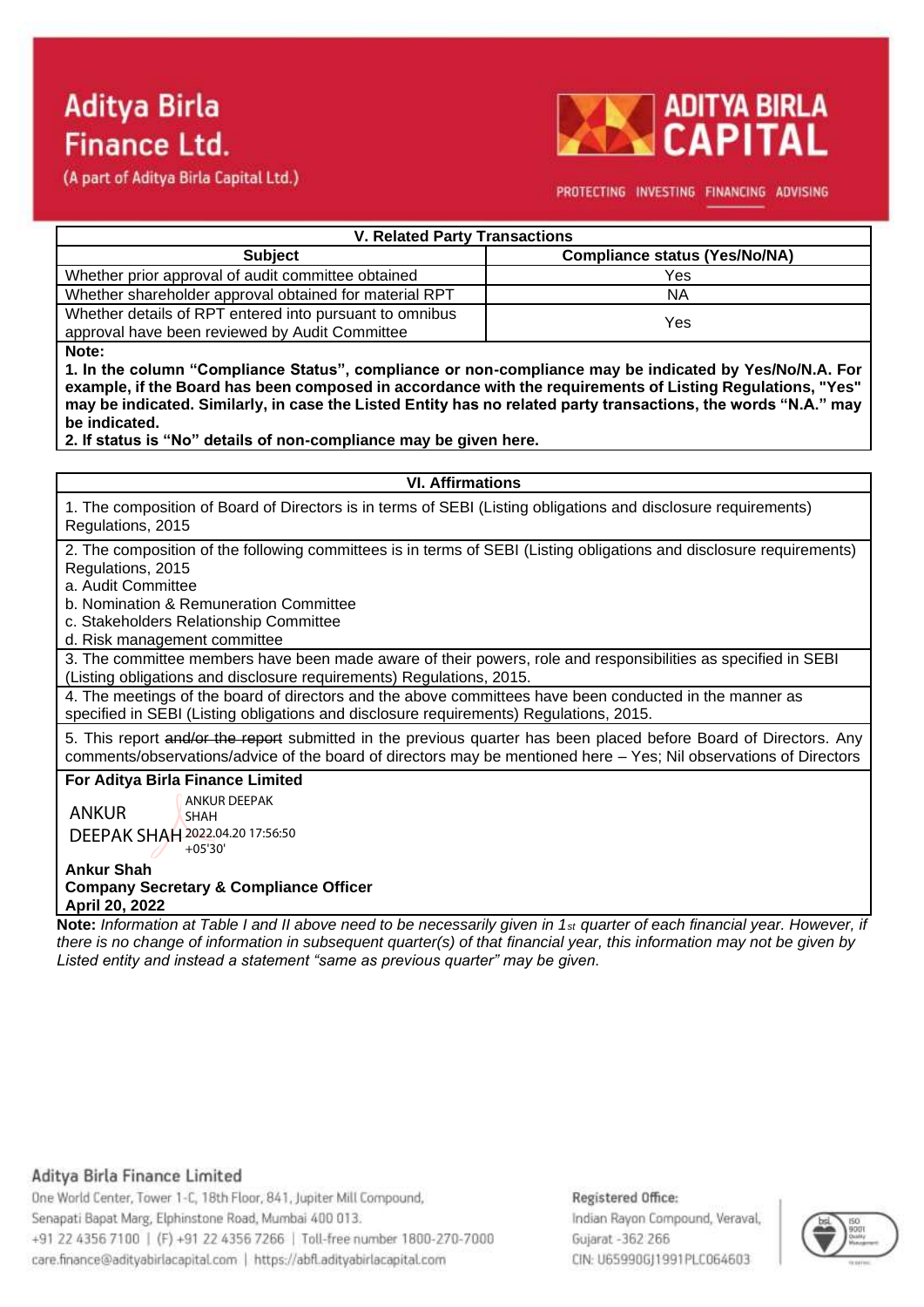Aditya Birla Finance Ltd.
(A part of Aditya Birla Capital Ltd.)

ADITYA BIRLA CAPITAL

PROTECTING INVESTING FINANCING ADVISING

| V. Related Party Transactions | |
|---|---|
| **Subject** | **Compliance status (Yes/No/NA)** |
| Whether prior approval of audit committee obtained | Yes |
| Whether shareholder approval obtained for material RPT | NA |
| Whether details of RPT entered into pursuant to omnibus approval have been reviewed by Audit Committee | Yes |

**Note:**

**1. In the column "Compliance Status", compliance or non-compliance may be indicated by Yes/No/N.A. For example, if the Board has been composed in accordance with the requirements of Listing Regulations, "Yes" may be indicated. Similarly, in case the Listed Entity has no related party transactions, the words "N.A." may be indicated.**

**2. If status is "No" details of non-compliance may be given here.**

### VI. Affirmations

1. The composition of Board of Directors is in terms of SEBI (Listing obligations and disclosure requirements) Regulations, 2015

2. The composition of the following committees is in terms of SEBI (Listing obligations and disclosure requirements) Regulations, 2015
   a. Audit Committee
   b. Nomination & Remuneration Committee
   c. Stakeholders Relationship Committee
   d. Risk management committee

3. The committee members have been made aware of their powers, role and responsibilities as specified in SEBI (Listing obligations and disclosure requirements) Regulations, 2015.

4. The meetings of the board of directors and the above committees have been conducted in the manner as specified in SEBI (Listing obligations and disclosure requirements) Regulations, 2015.

5. This report ~~and/or the report~~ submitted in the previous quarter has been placed before Board of Directors. Any comments/observations/advice of the board of directors may be mentioned here – Yes; Nil observations of Directors

**For Aditya Birla Finance Limited**

ANKUR DEEPAK SHAH
ANKUR DEEPAK SHAH 2022.04.20 17:56:50 +05'30'

**Ankur Shah**
**Company Secretary & Compliance Officer**
**April 20, 2022**

**Note:** *Information at Table I and II above need to be necessarily given in 1st quarter of each financial year. However, if there is no change of information in subsequent quarter(s) of that financial year, this information may not be given by Listed entity and instead a statement "same as previous quarter" may be given.*

Aditya Birla Finance Limited
One World Center, Tower 1-C, 18th Floor, 841, Jupiter Mill Compound,
Senapati Bapat Marg, Elphinstone Road, Mumbai 400 013.
+91 22 4356 7100 | (F) +91 22 4356 7266 | Toll-free number 1800-270-7000
care.finance@adityabirlacapital.com | https://abfl.adityabirlacapital.com

Registered Office:
Indian Rayon Compound, Veraval,
Gujarat -362 266
CIN: U65990GJ1991PLC064603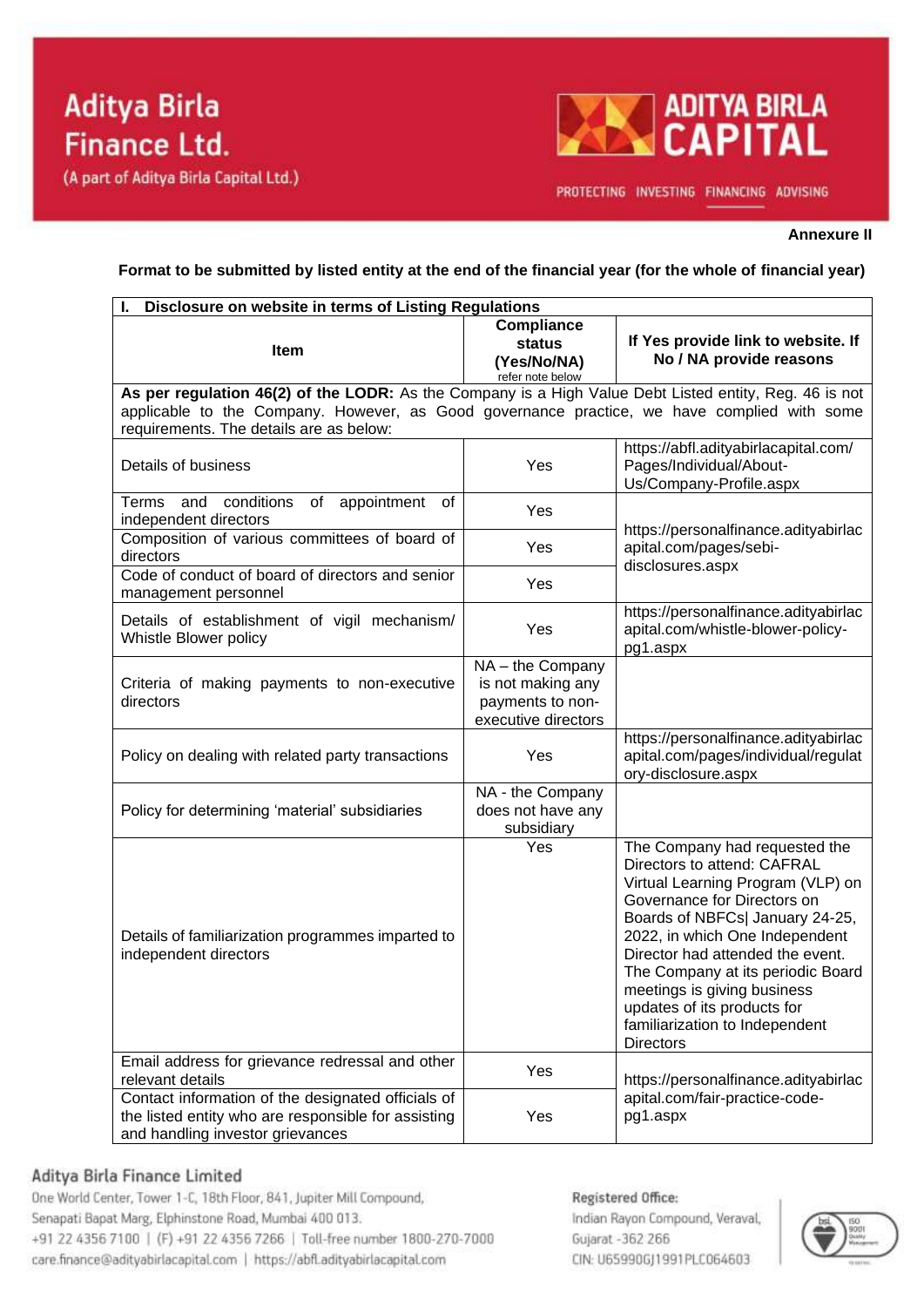**Annexure II**

**Format to be submitted by listed entity at the end of the financial year (for the whole of financial year)**

| **I. Disclosure on website in terms of Listing Regulations** | | |
|---|---|---|
| **Item** | **Compliance status (Yes/No/NA)** refer note below | **If Yes provide link to website. If No / NA provide reasons** |
| **As per regulation 46(2) of the LODR:** As the Company is a High Value Debt Listed entity, Reg. 46 is not applicable to the Company. However, as Good governance practice, we have complied with some requirements. The details are as below: | | |
| Details of business | Yes | https://abfl.adityabirlacapital.com/Pages/Individual/About-Us/Company-Profile.aspx |
| Terms and conditions of appointment of independent directors | Yes | https://personalfinance.adityabirlacapital.com/pages/sebi-disclosures.aspx |
| Composition of various committees of board of directors | Yes | |
| Code of conduct of board of directors and senior management personnel | Yes | |
| Details of establishment of vigil mechanism/ Whistle Blower policy | Yes | https://personalfinance.adityabirlacapital.com/whistle-blower-policy-pg1.aspx |
| Criteria of making payments to non-executive directors | NA – the Company is not making any payments to non-executive directors | |
| Policy on dealing with related party transactions | Yes | https://personalfinance.adityabirlacapital.com/pages/individual/regulatory-disclosure.aspx |
| Policy for determining 'material' subsidiaries | NA - the Company does not have any subsidiary | |
| Details of familiarization programmes imparted to independent directors | Yes | The Company had requested the Directors to attend: CAFRAL Virtual Learning Program (VLP) on Governance for Directors on Boards of NBFCs\| January 24-25, 2022, in which One Independent Director had attended the event. The Company at its periodic Board meetings is giving business updates of its products for familiarization to Independent Directors |
| Email address for grievance redressal and other relevant details | Yes | https://personalfinance.adityabirlacapital.com/fair-practice-code-pg1.aspx |
| Contact information of the designated officials of the listed entity who are responsible for assisting and handling investor grievances | Yes | |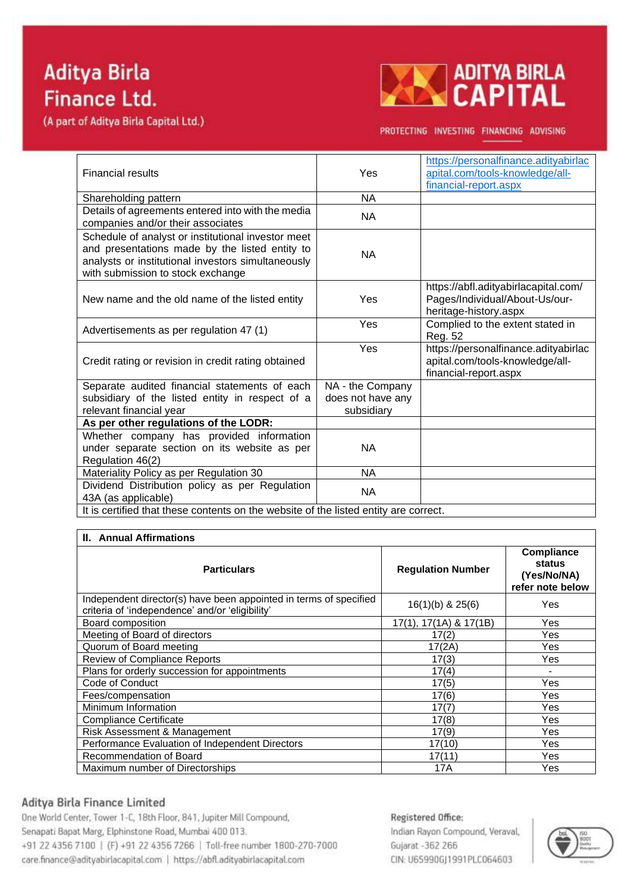| | | |
|---|---|---|
| Financial results | Yes | https://personalfinance.adityabirlacapital.com/tools-knowledge/all-financial-report.aspx |
| Shareholding pattern | NA | |
| Details of agreements entered into with the media companies and/or their associates | NA | |
| Schedule of analyst or institutional investor meet and presentations made by the listed entity to analysts or institutional investors simultaneously with submission to stock exchange | NA | |
| New name and the old name of the listed entity | Yes | https://abfl.adityabirlacapital.com/Pages/Individual/About-Us/our-heritage-history.aspx |
| Advertisements as per regulation 47 (1) | Yes | Complied to the extent stated in Reg. 52 |
| Credit rating or revision in credit rating obtained | Yes | https://personalfinance.adityabirlacapital.com/tools-knowledge/all-financial-report.aspx |
| Separate audited financial statements of each subsidiary of the listed entity in respect of a relevant financial year | NA - the Company does not have any subsidiary | |
| **As per other regulations of the LODR:** | | |
| Whether company has provided information under separate section on its website as per Regulation 46(2) | NA | |
| Materiality Policy as per Regulation 30 | NA | |
| Dividend Distribution policy as per Regulation 43A (as applicable) | NA | |
| It is certified that these contents on the website of the listed entity are correct. | | |

**II. Annual Affirmations**

| Particulars | Regulation Number | Compliance status (Yes/No/NA) refer note below |
|---|---|---|
| Independent director(s) have been appointed in terms of specified criteria of 'independence' and/or 'eligibility' | 16(1)(b) & 25(6) | Yes |
| Board composition | 17(1), 17(1A) & 17(1B) | Yes |
| Meeting of Board of directors | 17(2) | Yes |
| Quorum of Board meeting | 17(2A) | Yes |
| Review of Compliance Reports | 17(3) | Yes |
| Plans for orderly succession for appointments | 17(4) | - |
| Code of Conduct | 17(5) | Yes |
| Fees/compensation | 17(6) | Yes |
| Minimum Information | 17(7) | Yes |
| Compliance Certificate | 17(8) | Yes |
| Risk Assessment & Management | 17(9) | Yes |
| Performance Evaluation of Independent Directors | 17(10) | Yes |
| Recommendation of Board | 17(11) | Yes |
| Maximum number of Directorships | 17A | Yes |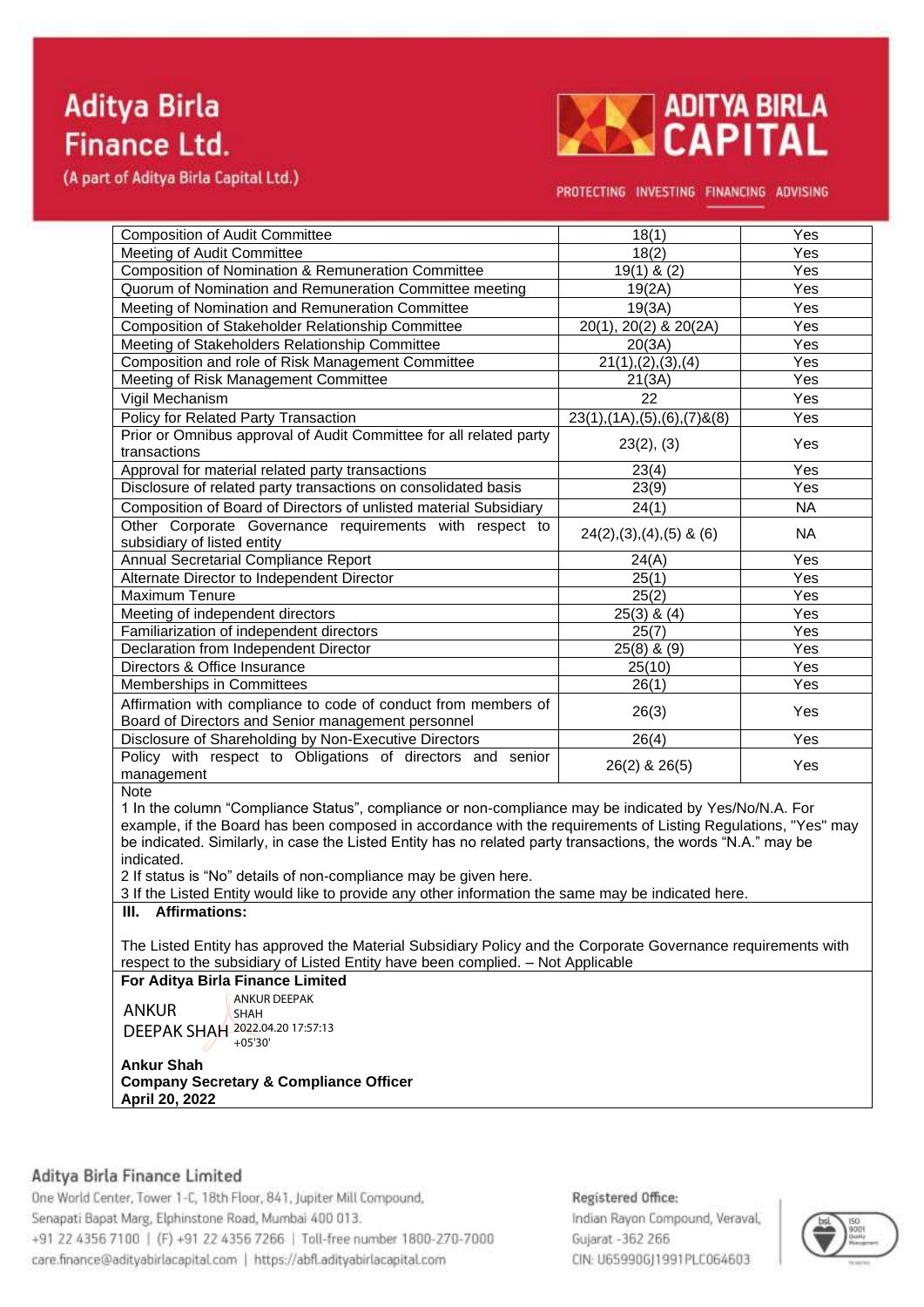| Composition of Audit Committee | 18(1) | Yes |
|---|---|---|
| Meeting of Audit Committee | 18(2) | Yes |
| Composition of Nomination & Remuneration Committee | 19(1) & (2) | Yes |
| Quorum of Nomination and Remuneration Committee meeting | 19(2A) | Yes |
| Meeting of Nomination and Remuneration Committee | 19(3A) | Yes |
| Composition of Stakeholder Relationship Committee | 20(1), 20(2) & 20(2A) | Yes |
| Meeting of Stakeholders Relationship Committee | 20(3A) | Yes |
| Composition and role of Risk Management Committee | 21(1),(2),(3),(4) | Yes |
| Meeting of Risk Management Committee | 21(3A) | Yes |
| Vigil Mechanism | 22 | Yes |
| Policy for Related Party Transaction | 23(1),(1A),(5),(6),(7)&(8) | Yes |
| Prior or Omnibus approval of Audit Committee for all related party transactions | 23(2), (3) | Yes |
| Approval for material related party transactions | 23(4) | Yes |
| Disclosure of related party transactions on consolidated basis | 23(9) | Yes |
| Composition of Board of Directors of unlisted material Subsidiary | 24(1) | NA |
| Other Corporate Governance requirements with respect to subsidiary of listed entity | 24(2),(3),(4),(5) & (6) | NA |
| Annual Secretarial Compliance Report | 24(A) | Yes |
| Alternate Director to Independent Director | 25(1) | Yes |
| Maximum Tenure | 25(2) | Yes |
| Meeting of independent directors | 25(3) & (4) | Yes |
| Familiarization of independent directors | 25(7) | Yes |
| Declaration from Independent Director | 25(8) & (9) | Yes |
| Directors & Office Insurance | 25(10) | Yes |
| Memberships in Committees | 26(1) | Yes |
| Affirmation with compliance to code of conduct from members of Board of Directors and Senior management personnel | 26(3) | Yes |
| Disclosure of Shareholding by Non-Executive Directors | 26(4) | Yes |
| Policy with respect to Obligations of directors and senior management | 26(2) & 26(5) | Yes |

Note

1 In the column "Compliance Status", compliance or non-compliance may be indicated by Yes/No/N.A. For example, if the Board has been composed in accordance with the requirements of Listing Regulations, "Yes" may be indicated. Similarly, in case the Listed Entity has no related party transactions, the words "N.A." may be indicated.

2 If status is "No" details of non-compliance may be given here.

3 If the Listed Entity would like to provide any other information the same may be indicated here.

**III. Affirmations:**

The Listed Entity has approved the Material Subsidiary Policy and the Corporate Governance requirements with respect to the subsidiary of Listed Entity have been complied. – Not Applicable

**For Aditya Birla Finance Limited**

ANKUR DEEPAK SHAH
Digitally signed by ANKUR DEEPAK SHAH
2022.04.20 17:57:13 +05'30'

**Ankur Shah**
**Company Secretary & Compliance Officer**
**April 20, 2022**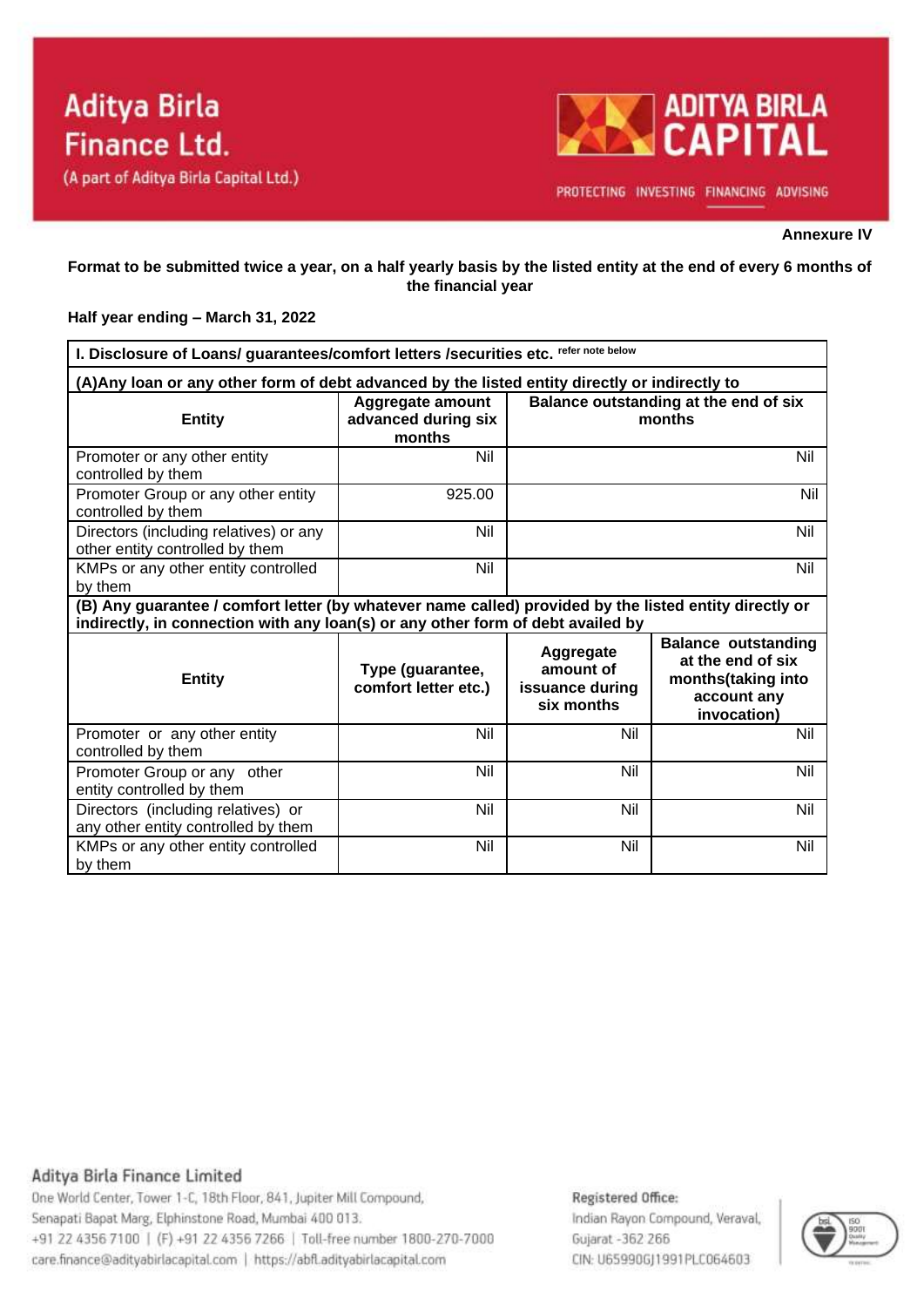Annexure IV

**Format to be submitted twice a year, on a half yearly basis by the listed entity at the end of every 6 months of the financial year**

**Half year ending – March 31, 2022**

| **I. Disclosure of Loans/ guarantees/comfort letters /securities etc.** refer note below | | |
|---|---|---|
| **(A)Any loan or any other form of debt advanced by the listed entity directly or indirectly to** | | |
| **Entity** | **Aggregate amount advanced during six months** | **Balance outstanding at the end of six months** |
| Promoter or any other entity controlled by them | Nil | Nil |
| Promoter Group or any other entity controlled by them | 925.00 | Nil |
| Directors (including relatives) or any other entity controlled by them | Nil | Nil |
| KMPs or any other entity controlled by them | Nil | Nil |

| **(B) Any guarantee / comfort letter (by whatever name called) provided by the listed entity directly or indirectly, in connection with any loan(s) or any other form of debt availed by** | | | |
|---|---|---|---|
| **Entity** | **Type (guarantee, comfort letter etc.)** | **Aggregate amount of issuance during six months** | **Balance outstanding at the end of six months(taking into account any invocation)** |
| Promoter or any other entity controlled by them | Nil | Nil | Nil |
| Promoter Group or any other entity controlled by them | Nil | Nil | Nil |
| Directors (including relatives) or any other entity controlled by them | Nil | Nil | Nil |
| KMPs or any other entity controlled by them | Nil | Nil | Nil |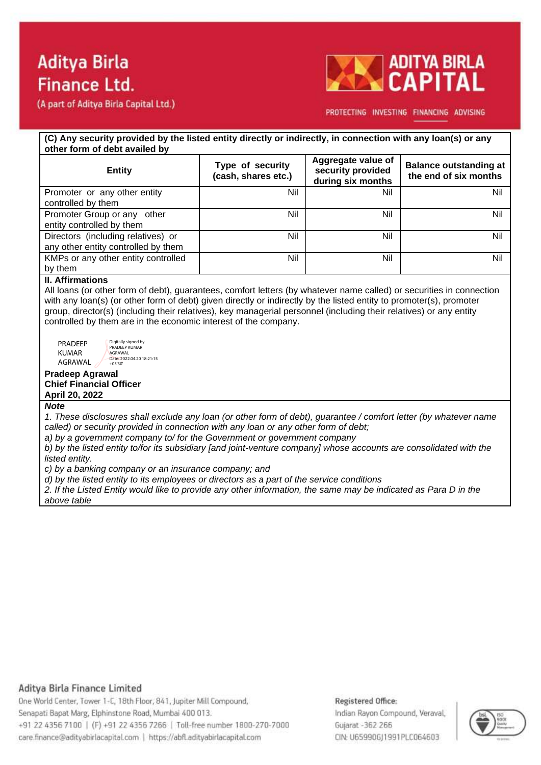**(C) Any security provided by the listed entity directly or indirectly, in connection with any loan(s) or any other form of debt availed by**

| Entity | Type of security (cash, shares etc.) | Aggregate value of security provided during six months | Balance outstanding at the end of six months |
|---|---|---|---|
| Promoter or any other entity controlled by them | Nil | Nil | Nil |
| Promoter Group or any other entity controlled by them | Nil | Nil | Nil |
| Directors (including relatives) or any other entity controlled by them | Nil | Nil | Nil |
| KMPs or any other entity controlled by them | Nil | Nil | Nil |

**II. Affirmations**

All loans (or other form of debt), guarantees, comfort letters (by whatever name called) or securities in connection with any loan(s) (or other form of debt) given directly or indirectly by the listed entity to promoter(s), promoter group, director(s) (including their relatives), key managerial personnel (including their relatives) or any entity controlled by them are in the economic interest of the company.

PRADEEP KUMAR AGRAWAL
Digitally signed by PRADEEP KUMAR AGRAWAL
Date: 2022.04.20 18:21:15 +05'30'

**Pradeep Agrawal**
**Chief Financial Officer**
**April 20, 2022**

***Note***

*1. These disclosures shall exclude any loan (or other form of debt), guarantee / comfort letter (by whatever name called) or security provided in connection with any loan or any other form of debt;*

*a) by a government company to/ for the Government or government company*

*b) by the listed entity to/for its subsidiary [and joint-venture company] whose accounts are consolidated with the listed entity.*

*c) by a banking company or an insurance company; and*

*d) by the listed entity to its employees or directors as a part of the service conditions*

*2. If the Listed Entity would like to provide any other information, the same may be indicated as Para D in the above table*